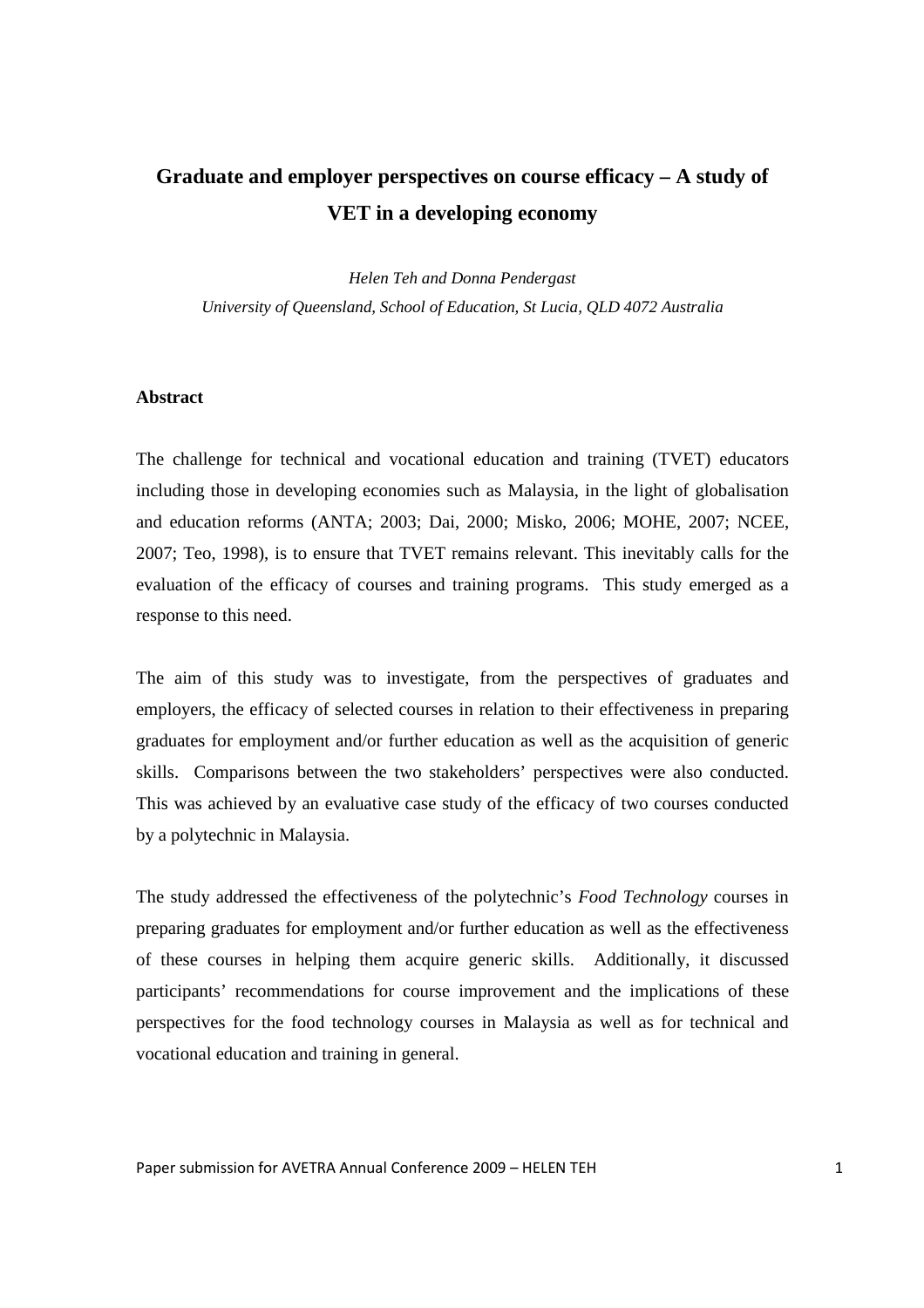# Graduate and employer perspectives on course efficacy – A study of VET in a developing economy

*Helen Teh and Donna Pendergast*

*University of Queensland, School of Education, St Lucia, QLD 4072 Australia*

## Abstract

The challenge for technical and vocational education and training (TVET) educators including those in developing economies such as Malaysia, in the light of globalisation and education reforms (ANTA; 2003; Dai, 2000; Misko, 2006; MOHE, 2007; NCEE, 2007; Teo, 1998), is to ensure that TVET remains relevant. This inevitably calls for the evaluation of the efficacy of courses and training programs. This study emerged as a response to this need.

The aim of this study was to investigate, from the perspectives of graduates and employers, the efficacy of selected courses in relation to their effectiveness in preparing graduates for employment and/or further education as well as the acquisition of generic skills. Comparisons between the two stakeholders' perspectives were also conducted. This was achieved by an evaluative case study of the efficacy of two courses conducted by a polytechnic in Malaysia.

The study addressed the effectiveness of the polytechnic's *Food Technology* courses in preparing graduates for employment and/or further education as well as the effectiveness of these courses in helping them acquire generic skills. Additionally, it discussed participants' recommendations for course improvement and the implications of these perspectives for the food technology courses in Malaysia as well as for technical and vocational education and training in general.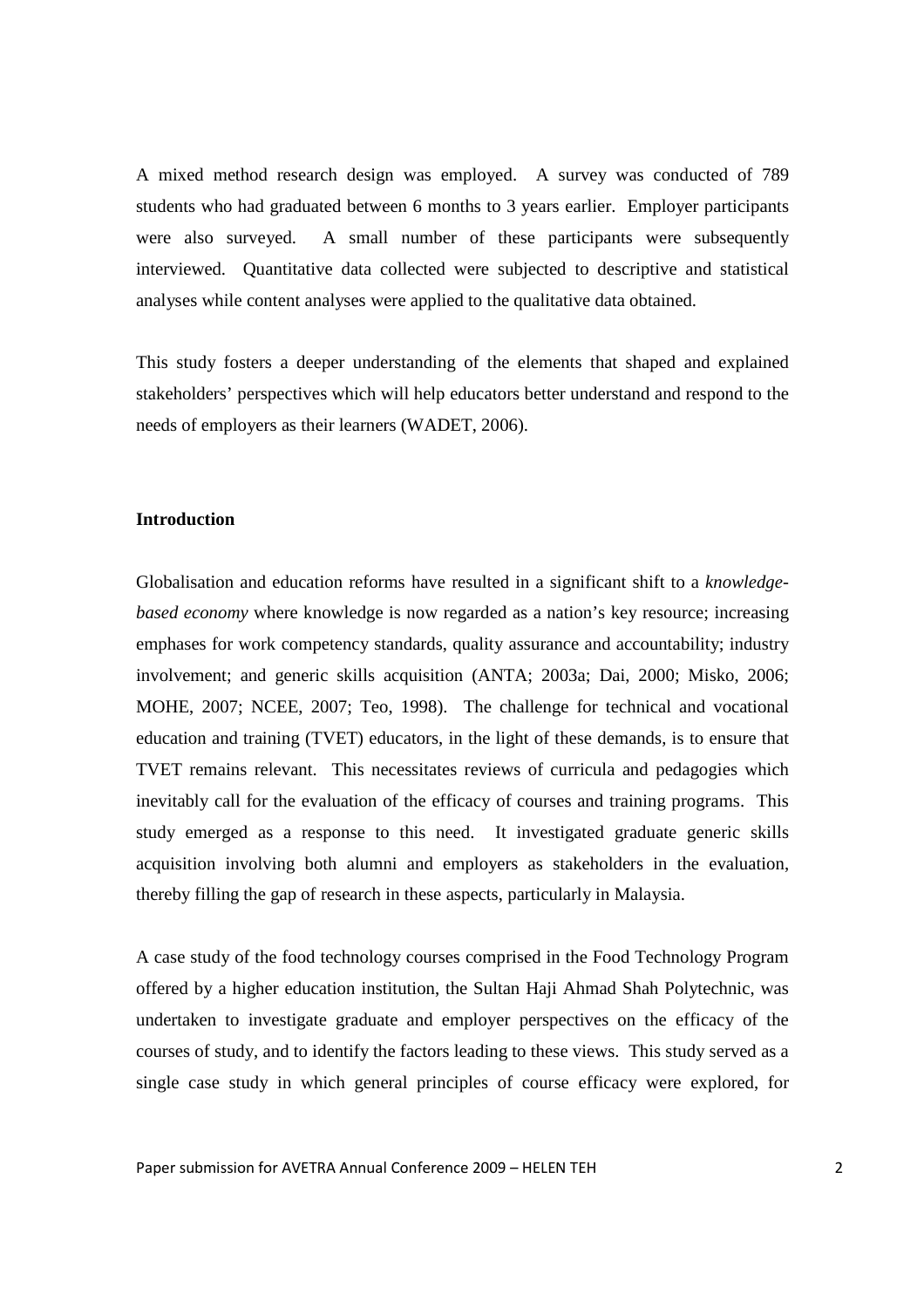A mixed method research design was employed. A survey was conducted of 789 students who had graduated between 6 months to 3 years earlier. Employer participants were also surveyed. A small number of these participants were subsequently interviewed. Quantitative data collected were subjected to descriptive and statistical analyses while content analyses were applied to the qualitative data obtained.

This study fosters a deeper understanding of the elements that shaped and explained stakeholders' perspectives which will help educators better understand and respond to the needs of employers as their learners (WADET, 2006).

**Introduction**

Globalisation and education reforms have resulted in a significant shift to a *knowledge-based economy* where knowledge is now regarded as a nation's key resource; increasing emphases for work competency standards, quality assurance and accountability; industry involvement; and generic skills acquisition (ANTA; 2003a; Dai, 2000; Misko, 2006; MOHE, 2007; NCEE, 2007; Teo, 1998). The challenge for technical and vocational education and training (TVET) educators, in the light of these demands, is to ensure that TVET remains relevant. This necessitates reviews of curricula and pedagogies which inevitably call for the evaluation of the efficacy of courses and training programs. This study emerged as a response to this need. It investigated graduate generic skills acquisition involving both alumni and employers as stakeholders in the evaluation, thereby filling the gap of research in these aspects, particularly in Malaysia.

A case study of the food technology courses comprised in the Food Technology Program offered by a higher education institution, the Sultan Haji Ahmad Shah Polytechnic, was undertaken to investigate graduate and employer perspectives on the efficacy of the courses of study, and to identify the factors leading to these views. This study served as a single case study in which general principles of course efficacy were explored, for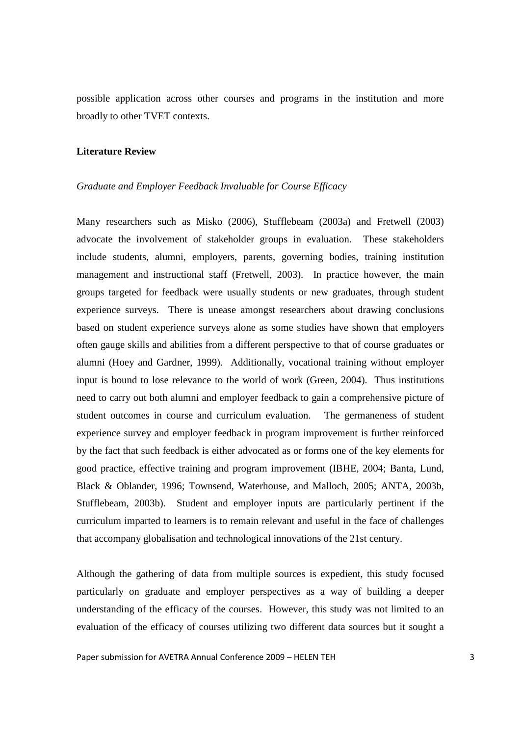possible application across other courses and programs in the institution and more broadly to other TVET contexts.

## Literature Review

### *Graduate and Employer Feedback Invaluable for Course Efficacy*

Many researchers such as Misko (2006), Stufflebeam (2003a) and Fretwell (2003) advocate the involvement of stakeholder groups in evaluation. These stakeholders include students, alumni, employers, parents, governing bodies, training institution management and instructional staff (Fretwell, 2003). In practice however, the main groups targeted for feedback were usually students or new graduates, through student experience surveys. There is unease amongst researchers about drawing conclusions based on student experience surveys alone as some studies have shown that employers often gauge skills and abilities from a different perspective to that of course graduates or alumni (Hoey and Gardner, 1999). Additionally, vocational training without employer input is bound to lose relevance to the world of work (Green, 2004). Thus institutions need to carry out both alumni and employer feedback to gain a comprehensive picture of student outcomes in course and curriculum evaluation. The germaneness of student experience survey and employer feedback in program improvement is further reinforced by the fact that such feedback is either advocated as or forms one of the key elements for good practice, effective training and program improvement (IBHE, 2004; Banta, Lund, Black & Oblander, 1996; Townsend, Waterhouse, and Malloch, 2005; ANTA, 2003b, Stufflebeam, 2003b). Student and employer inputs are particularly pertinent if the curriculum imparted to learners is to remain relevant and useful in the face of challenges that accompany globalisation and technological innovations of the 21st century.

Although the gathering of data from multiple sources is expedient, this study focused particularly on graduate and employer perspectives as a way of building a deeper understanding of the efficacy of the courses. However, this study was not limited to an evaluation of the efficacy of courses utilizing two different data sources but it sought a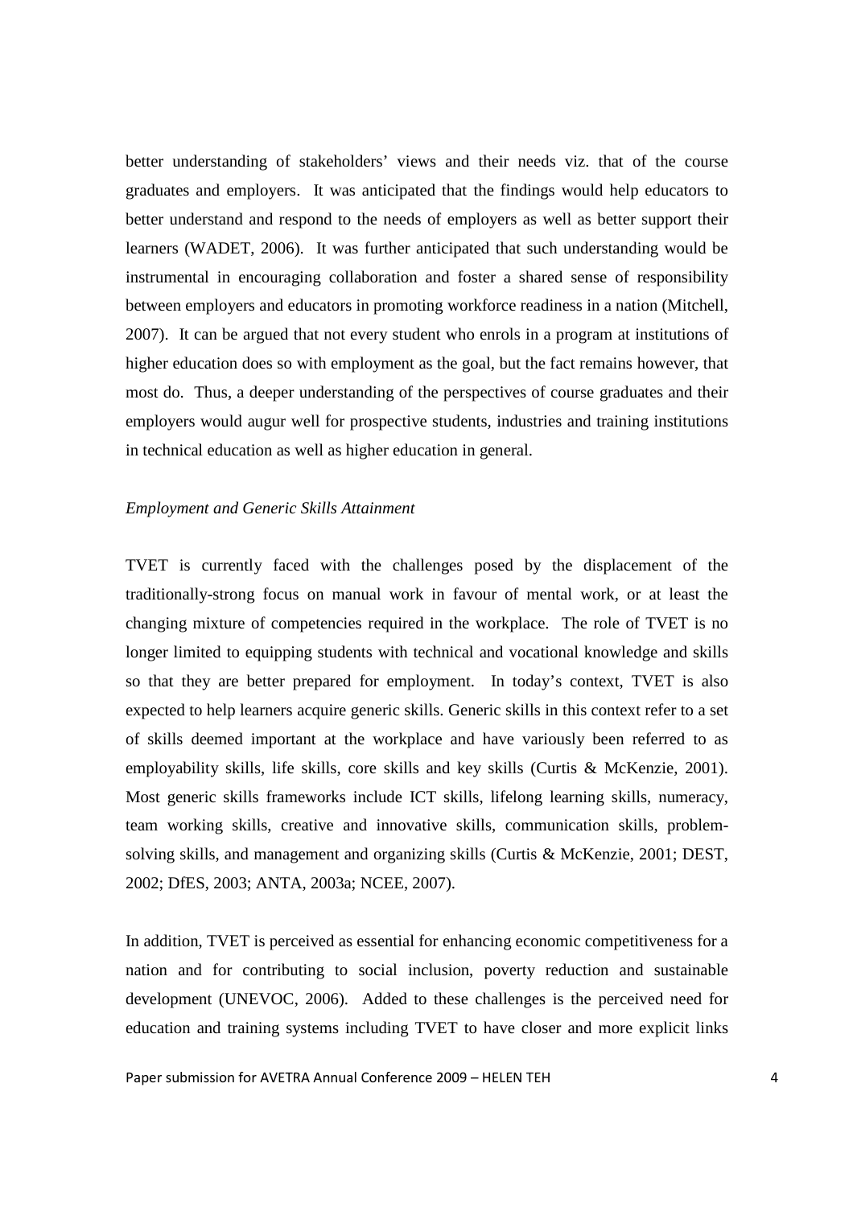better understanding of stakeholders' views and their needs viz. that of the course graduates and employers. It was anticipated that the findings would help educators to better understand and respond to the needs of employers as well as better support their learners (WADET, 2006). It was further anticipated that such understanding would be instrumental in encouraging collaboration and foster a shared sense of responsibility between employers and educators in promoting workforce readiness in a nation (Mitchell, 2007). It can be argued that not every student who enrols in a program at institutions of higher education does so with employment as the goal, but the fact remains however, that most do. Thus, a deeper understanding of the perspectives of course graduates and their employers would augur well for prospective students, industries and training institutions in technical education as well as higher education in general.

*Employment and Generic Skills Attainment*

TVET is currently faced with the challenges posed by the displacement of the traditionally-strong focus on manual work in favour of mental work, or at least the changing mixture of competencies required in the workplace. The role of TVET is no longer limited to equipping students with technical and vocational knowledge and skills so that they are better prepared for employment. In today's context, TVET is also expected to help learners acquire generic skills. Generic skills in this context refer to a set of skills deemed important at the workplace and have variously been referred to as employability skills, life skills, core skills and key skills (Curtis & McKenzie, 2001). Most generic skills frameworks include ICT skills, lifelong learning skills, numeracy, team working skills, creative and innovative skills, communication skills, problem-solving skills, and management and organizing skills (Curtis & McKenzie, 2001; DEST, 2002; DfES, 2003; ANTA, 2003a; NCEE, 2007).

In addition, TVET is perceived as essential for enhancing economic competitiveness for a nation and for contributing to social inclusion, poverty reduction and sustainable development (UNEVOC, 2006). Added to these challenges is the perceived need for education and training systems including TVET to have closer and more explicit links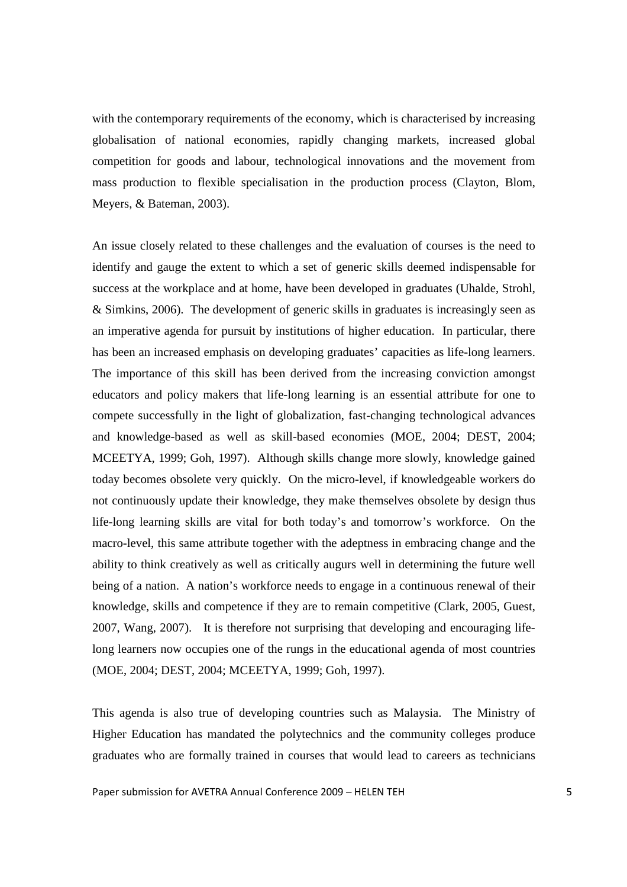with the contemporary requirements of the economy, which is characterised by increasing globalisation of national economies, rapidly changing markets, increased global competition for goods and labour, technological innovations and the movement from mass production to flexible specialisation in the production process (Clayton, Blom, Meyers, & Bateman, 2003).

An issue closely related to these challenges and the evaluation of courses is the need to identify and gauge the extent to which a set of generic skills deemed indispensable for success at the workplace and at home, have been developed in graduates (Uhalde, Strohl, & Simkins, 2006). The development of generic skills in graduates is increasingly seen as an imperative agenda for pursuit by institutions of higher education. In particular, there has been an increased emphasis on developing graduates' capacities as life-long learners. The importance of this skill has been derived from the increasing conviction amongst educators and policy makers that life-long learning is an essential attribute for one to compete successfully in the light of globalization, fast-changing technological advances and knowledge-based as well as skill-based economies (MOE, 2004; DEST, 2004; MCEETYA, 1999; Goh, 1997). Although skills change more slowly, knowledge gained today becomes obsolete very quickly. On the micro-level, if knowledgeable workers do not continuously update their knowledge, they make themselves obsolete by design thus life-long learning skills are vital for both today's and tomorrow's workforce. On the macro-level, this same attribute together with the adeptness in embracing change and the ability to think creatively as well as critically augurs well in determining the future well being of a nation. A nation's workforce needs to engage in a continuous renewal of their knowledge, skills and competence if they are to remain competitive (Clark, 2005, Guest, 2007, Wang, 2007). It is therefore not surprising that developing and encouraging life-long learners now occupies one of the rungs in the educational agenda of most countries (MOE, 2004; DEST, 2004; MCEETYA, 1999; Goh, 1997).

This agenda is also true of developing countries such as Malaysia. The Ministry of Higher Education has mandated the polytechnics and the community colleges produce graduates who are formally trained in courses that would lead to careers as technicians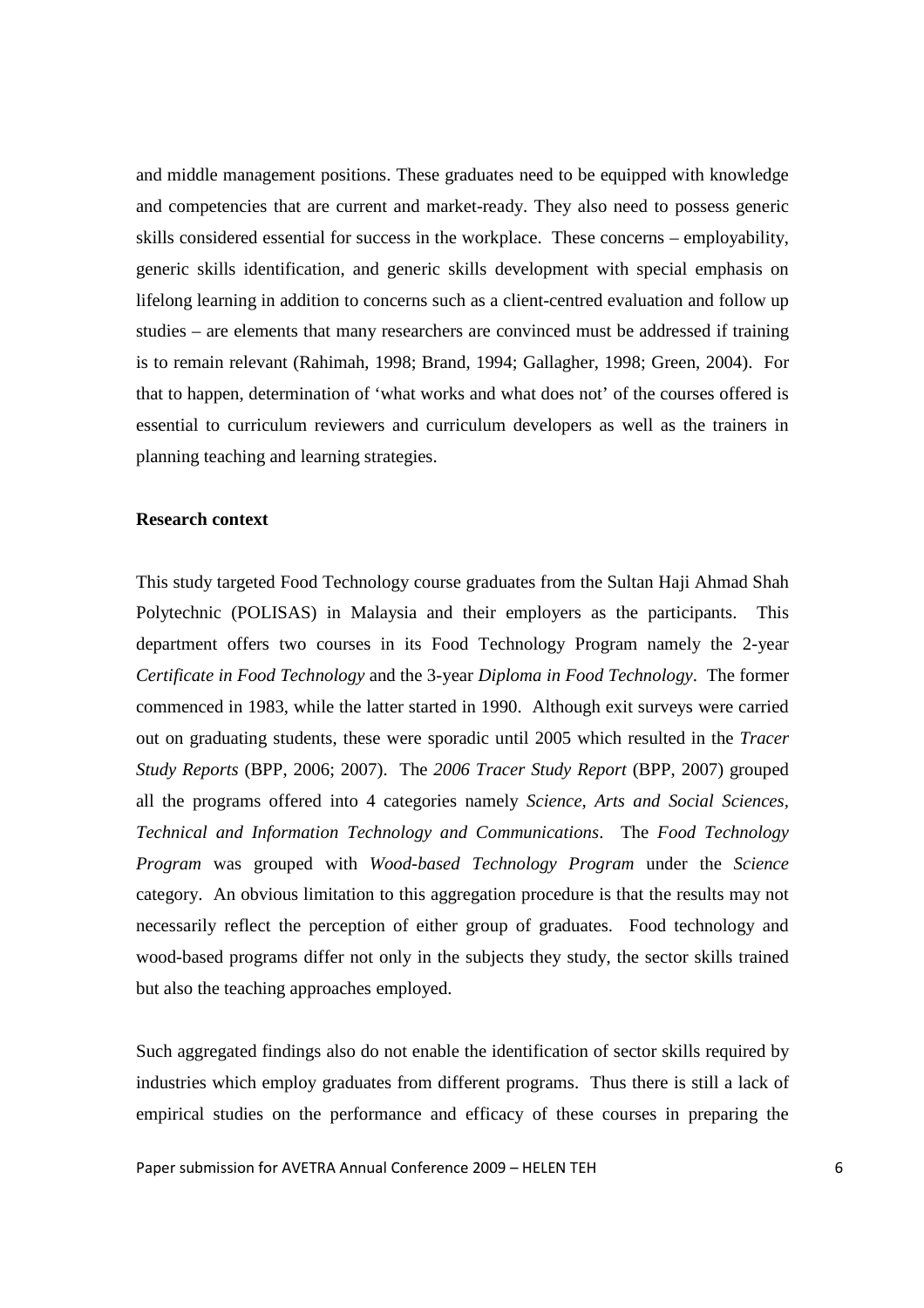and middle management positions. These graduates need to be equipped with knowledge and competencies that are current and market-ready. They also need to possess generic skills considered essential for success in the workplace. These concerns – employability, generic skills identification, and generic skills development with special emphasis on lifelong learning in addition to concerns such as a client-centred evaluation and follow up studies – are elements that many researchers are convinced must be addressed if training is to remain relevant (Rahimah, 1998; Brand, 1994; Gallagher, 1998; Green, 2004). For that to happen, determination of 'what works and what does not' of the courses offered is essential to curriculum reviewers and curriculum developers as well as the trainers in planning teaching and learning strategies.

**Research context**

This study targeted Food Technology course graduates from the Sultan Haji Ahmad Shah Polytechnic (POLISAS) in Malaysia and their employers as the participants. This department offers two courses in its Food Technology Program namely the 2-year *Certificate in Food Technology* and the 3-year *Diploma in Food Technology*. The former commenced in 1983, while the latter started in 1990. Although exit surveys were carried out on graduating students, these were sporadic until 2005 which resulted in the *Tracer Study Reports* (BPP, 2006; 2007). The *2006 Tracer Study Report* (BPP, 2007) grouped all the programs offered into 4 categories namely *Science, Arts and Social Sciences, Technical and Information Technology and Communications*. The *Food Technology Program* was grouped with *Wood-based Technology Program* under the *Science* category. An obvious limitation to this aggregation procedure is that the results may not necessarily reflect the perception of either group of graduates. Food technology and wood-based programs differ not only in the subjects they study, the sector skills trained but also the teaching approaches employed.

Such aggregated findings also do not enable the identification of sector skills required by industries which employ graduates from different programs. Thus there is still a lack of empirical studies on the performance and efficacy of these courses in preparing the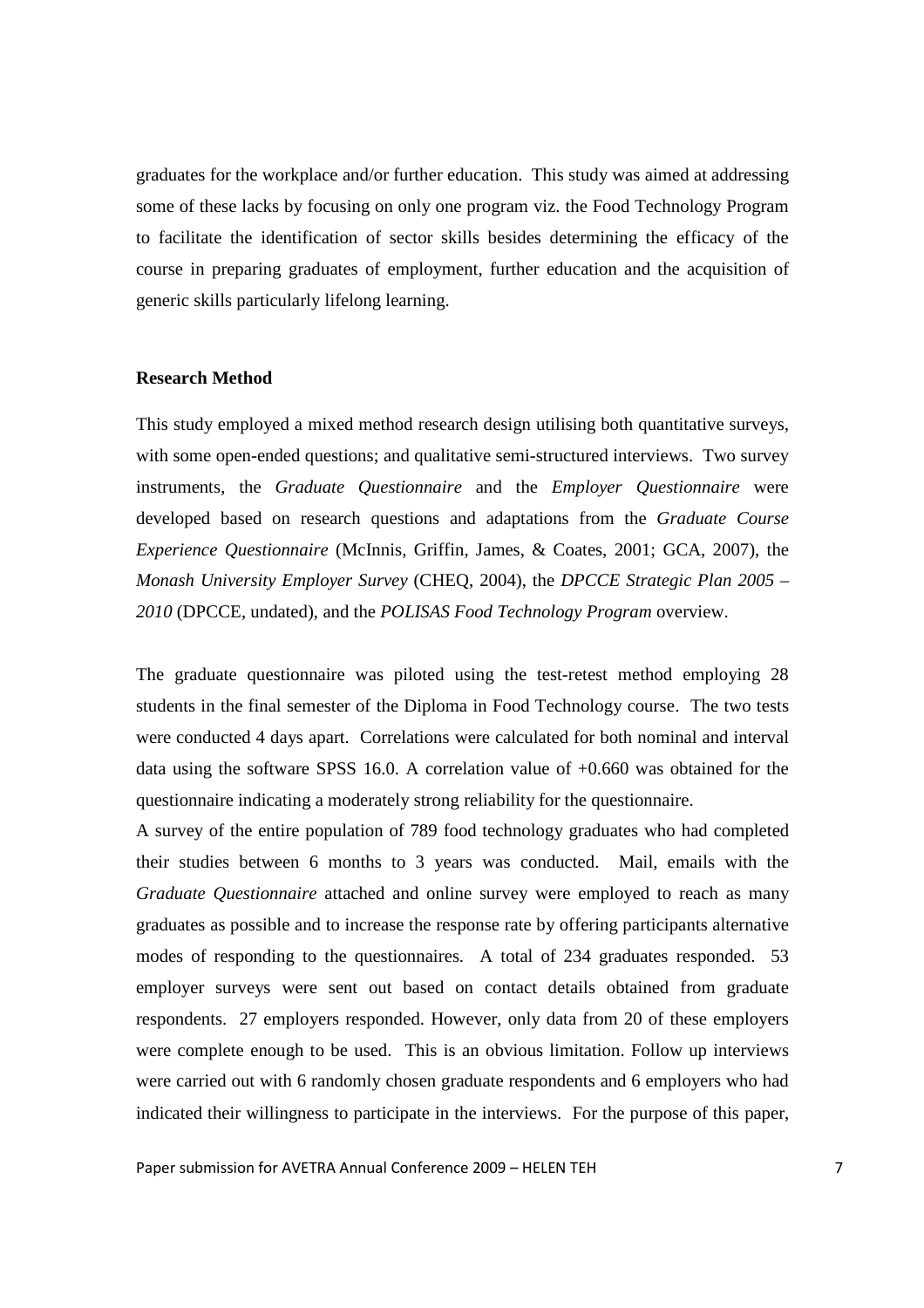graduates for the workplace and/or further education. This study was aimed at addressing some of these lacks by focusing on only one program viz. the Food Technology Program to facilitate the identification of sector skills besides determining the efficacy of the course in preparing graduates of employment, further education and the acquisition of generic skills particularly lifelong learning.

## Research Method

This study employed a mixed method research design utilising both quantitative surveys, with some open-ended questions; and qualitative semi-structured interviews. Two survey instruments, the *Graduate Questionnaire* and the *Employer Questionnaire* were developed based on research questions and adaptations from the *Graduate Course Experience Questionnaire* (McInnis, Griffin, James, & Coates, 2001; GCA, 2007), the *Monash University Employer Survey* (CHEQ, 2004), the *DPCCE Strategic Plan 2005 – 2010* (DPCCE, undated), and the *POLISAS Food Technology Program* overview.

The graduate questionnaire was piloted using the test-retest method employing 28 students in the final semester of the Diploma in Food Technology course. The two tests were conducted 4 days apart. Correlations were calculated for both nominal and interval data using the software SPSS 16.0. A correlation value of +0.660 was obtained for the questionnaire indicating a moderately strong reliability for the questionnaire.

A survey of the entire population of 789 food technology graduates who had completed their studies between 6 months to 3 years was conducted. Mail, emails with the *Graduate Questionnaire* attached and online survey were employed to reach as many graduates as possible and to increase the response rate by offering participants alternative modes of responding to the questionnaires. A total of 234 graduates responded. 53 employer surveys were sent out based on contact details obtained from graduate respondents. 27 employers responded. However, only data from 20 of these employers were complete enough to be used. This is an obvious limitation. Follow up interviews were carried out with 6 randomly chosen graduate respondents and 6 employers who had indicated their willingness to participate in the interviews. For the purpose of this paper,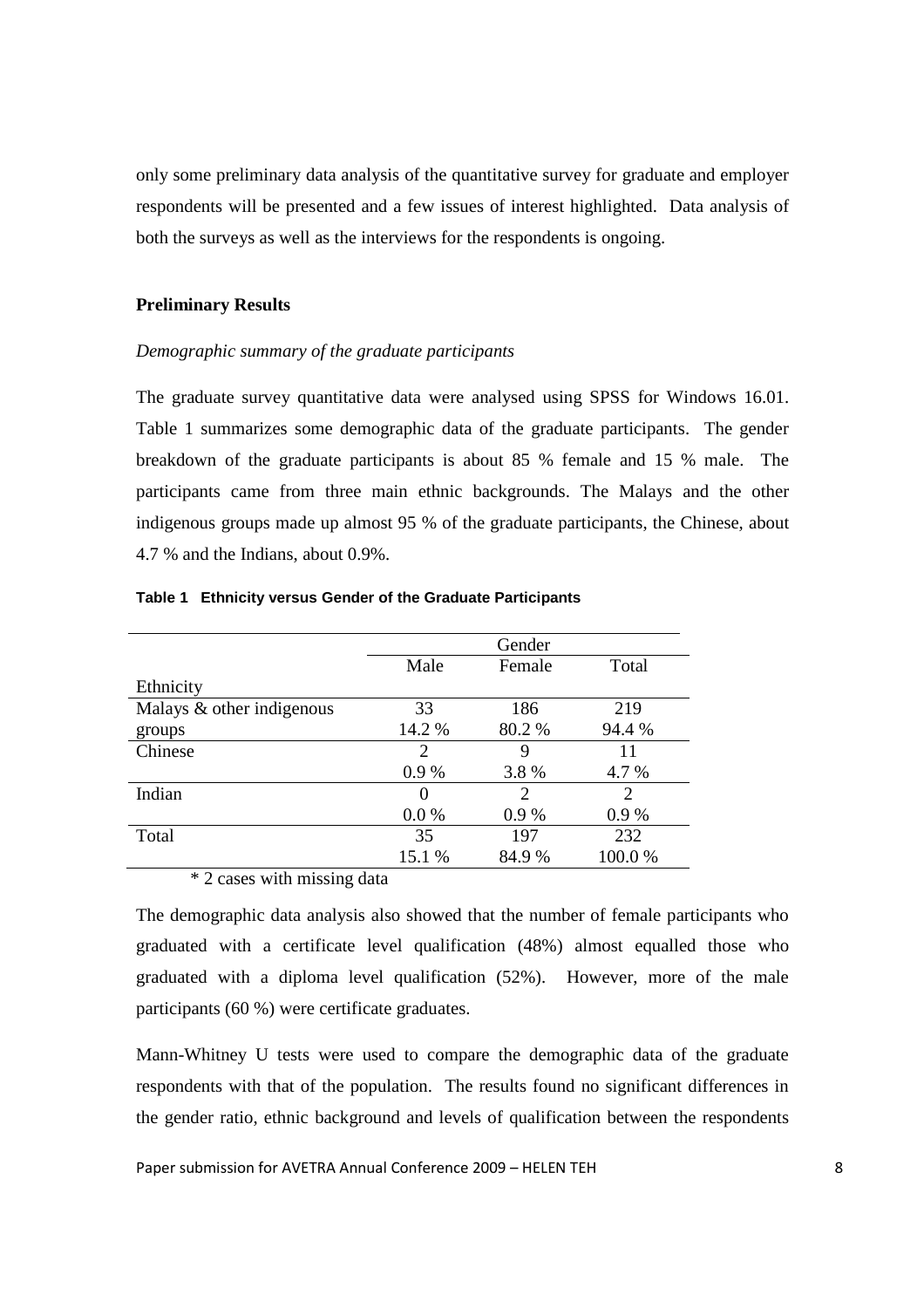only some preliminary data analysis of the quantitative survey for graduate and employer respondents will be presented and a few issues of interest highlighted. Data analysis of both the surveys as well as the interviews for the respondents is ongoing.

**Preliminary Results**

*Demographic summary of the graduate participants*

The graduate survey quantitative data were analysed using SPSS for Windows 16.01. Table 1 summarizes some demographic data of the graduate participants. The gender breakdown of the graduate participants is about 85 % female and 15 % male. The participants came from three main ethnic backgrounds. The Malays and the other indigenous groups made up almost 95 % of the graduate participants, the Chinese, about 4.7 % and the Indians, about 0.9%.

**Table 1 Ethnicity versus Gender of the Graduate Participants**

| | Gender | | |
|---|---|---|---|
| | Male | Female | Total |
| Ethnicity | | | |
| Malays & other indigenous groups | 33<br>14.2 % | 186<br>80.2 % | 219<br>94.4 % |
| Chinese | 2<br>0.9 % | 9<br>3.8 % | 11<br>4.7 % |
| Indian | 0<br>0.0 % | 2<br>0.9 % | 2<br>0.9 % |
| Total | 35<br>15.1 % | 197<br>84.9 % | 232<br>100.0 % |

\* 2 cases with missing data

The demographic data analysis also showed that the number of female participants who graduated with a certificate level qualification (48%) almost equalled those who graduated with a diploma level qualification (52%). However, more of the male participants (60 %) were certificate graduates.

Mann-Whitney U tests were used to compare the demographic data of the graduate respondents with that of the population. The results found no significant differences in the gender ratio, ethnic background and levels of qualification between the respondents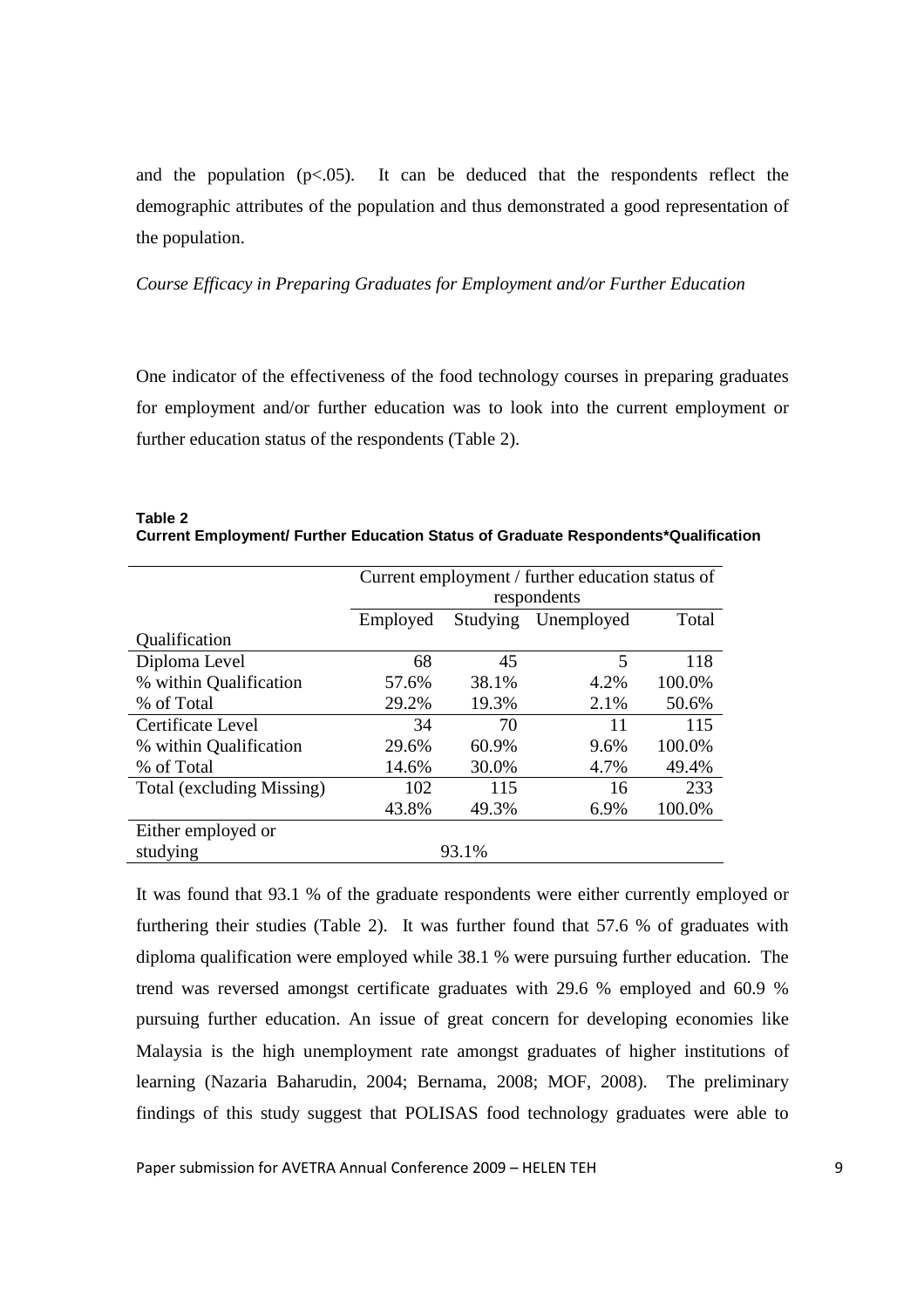and the population ($p<.05$). It can be deduced that the respondents reflect the demographic attributes of the population and thus demonstrated a good representation of the population.

*Course Efficacy in Preparing Graduates for Employment and/or Further Education*

One indicator of the effectiveness of the food technology courses in preparing graduates for employment and/or further education was to look into the current employment or further education status of the respondents (Table 2).

**Table 2**
**Current Employment/ Further Education Status of Graduate Respondents*Qualification**

| | Current employment / further education status of respondents | | | |
|---|---|---|---|---|
| | Employed | Studying | Unemployed | Total |
| Qualification | | | | |
| Diploma Level | 68 | 45 | 5 | 118 |
| % within Qualification | 57.6% | 38.1% | 4.2% | 100.0% |
| % of Total | 29.2% | 19.3% | 2.1% | 50.6% |
| Certificate Level | 34 | 70 | 11 | 115 |
| % within Qualification | 29.6% | 60.9% | 9.6% | 100.0% |
| % of Total | 14.6% | 30.0% | 4.7% | 49.4% |
| Total (excluding Missing) | 102 | 115 | 16 | 233 |
| | 43.8% | 49.3% | 6.9% | 100.0% |
| Either employed or studying | 93.1% | | | |

It was found that 93.1 % of the graduate respondents were either currently employed or furthering their studies (Table 2). It was further found that 57.6 % of graduates with diploma qualification were employed while 38.1 % were pursuing further education. The trend was reversed amongst certificate graduates with 29.6 % employed and 60.9 % pursuing further education. An issue of great concern for developing economies like Malaysia is the high unemployment rate amongst graduates of higher institutions of learning (Nazaria Baharudin, 2004; Bernama, 2008; MOF, 2008). The preliminary findings of this study suggest that POLISAS food technology graduates were able to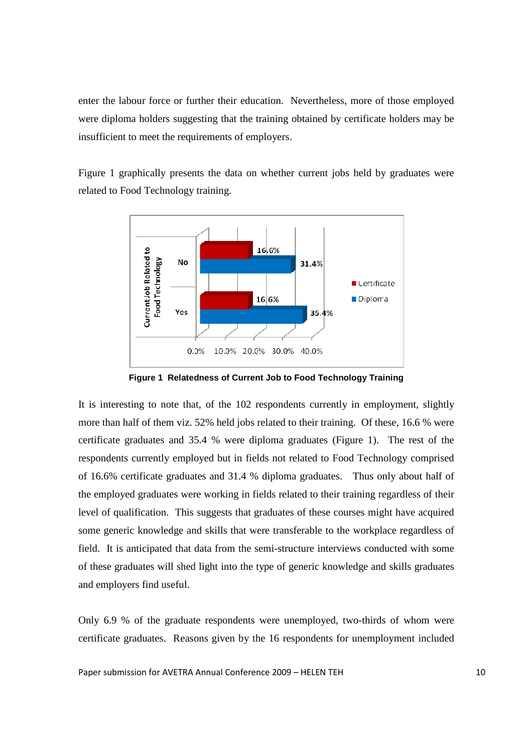enter the labour force or further their education. Nevertheless, more of those employed were diploma holders suggesting that the training obtained by certificate holders may be insufficient to meet the requirements of employers.

Figure 1 graphically presents the data on whether current jobs held by graduates were related to Food Technology training.

**Figure 1 Relatedness of Current Job to Food Technology Training**

It is interesting to note that, of the 102 respondents currently in employment, slightly more than half of them viz. 52% held jobs related to their training. Of these, 16.6 % were certificate graduates and 35.4 % were diploma graduates (Figure 1). The rest of the respondents currently employed but in fields not related to Food Technology comprised of 16.6% certificate graduates and 31.4 % diploma graduates. Thus only about half of the employed graduates were working in fields related to their training regardless of their level of qualification. This suggests that graduates of these courses might have acquired some generic knowledge and skills that were transferable to the workplace regardless of field. It is anticipated that data from the semi-structure interviews conducted with some of these graduates will shed light into the type of generic knowledge and skills graduates and employers find useful.

Only 6.9 % of the graduate respondents were unemployed, two-thirds of whom were certificate graduates. Reasons given by the 16 respondents for unemployment included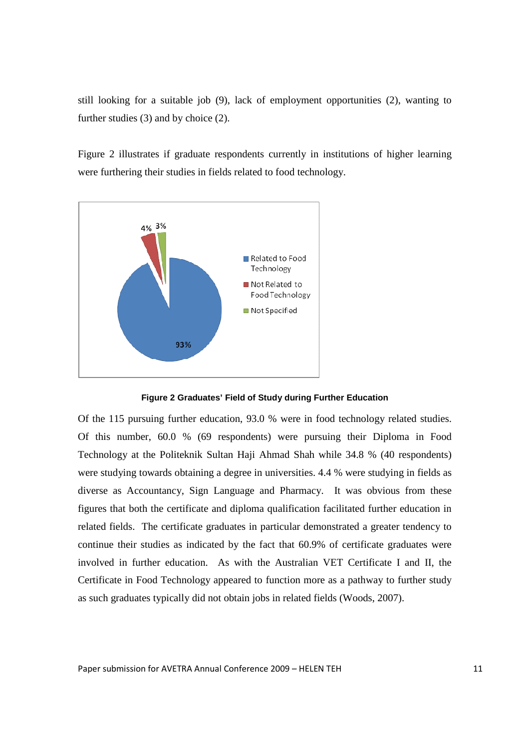still looking for a suitable job (9), lack of employment opportunities (2), wanting to further studies (3) and by choice (2).

Figure 2 illustrates if graduate respondents currently in institutions of higher learning were furthering their studies in fields related to food technology.

**Figure 2 Graduates' Field of Study during Further Education**

Of the 115 pursuing further education, 93.0 % were in food technology related studies. Of this number, 60.0 % (69 respondents) were pursuing their Diploma in Food Technology at the Politeknik Sultan Haji Ahmad Shah while 34.8 % (40 respondents) were studying towards obtaining a degree in universities. 4.4 % were studying in fields as diverse as Accountancy, Sign Language and Pharmacy. It was obvious from these figures that both the certificate and diploma qualification facilitated further education in related fields. The certificate graduates in particular demonstrated a greater tendency to continue their studies as indicated by the fact that 60.9% of certificate graduates were involved in further education. As with the Australian VET Certificate I and II, the Certificate in Food Technology appeared to function more as a pathway to further study as such graduates typically did not obtain jobs in related fields (Woods, 2007).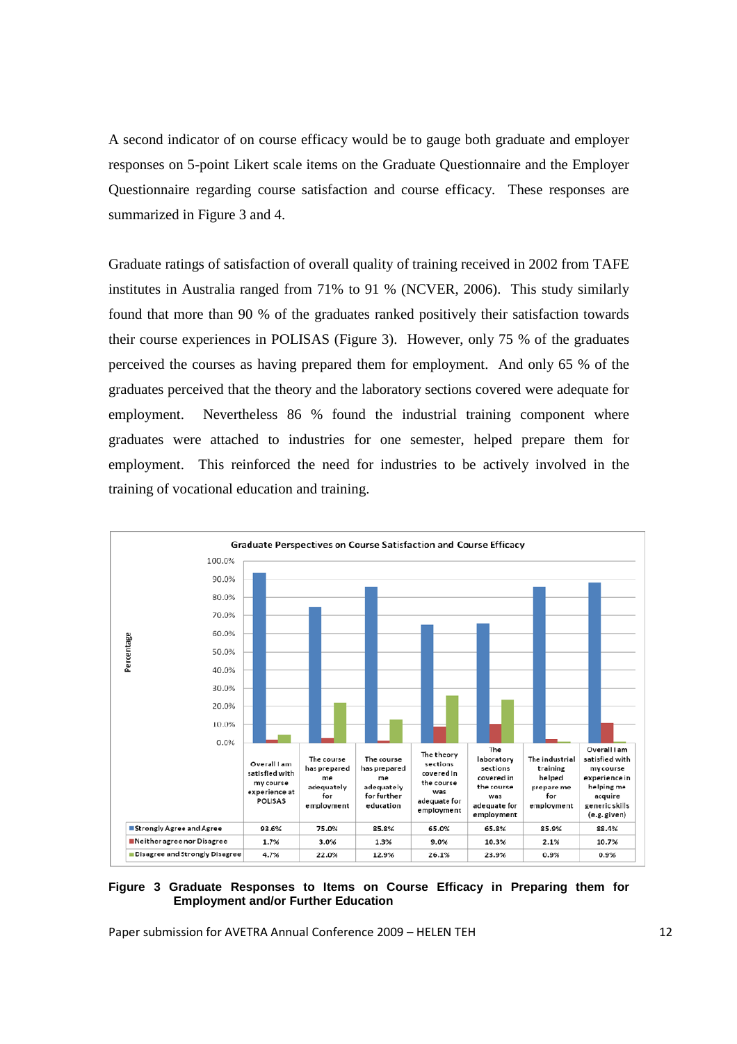A second indicator of on course efficacy would be to gauge both graduate and employer responses on 5-point Likert scale items on the Graduate Questionnaire and the Employer Questionnaire regarding course satisfaction and course efficacy. These responses are summarized in Figure 3 and 4.

Graduate ratings of satisfaction of overall quality of training received in 2002 from TAFE institutes in Australia ranged from 71% to 91 % (NCVER, 2006). This study similarly found that more than 90 % of the graduates ranked positively their satisfaction towards their course experiences in POLISAS (Figure 3). However, only 75 % of the graduates perceived the courses as having prepared them for employment. And only 65 % of the graduates perceived that the theory and the laboratory sections covered were adequate for employment. Nevertheless 86 % found the industrial training component where graduates were attached to industries for one semester, helped prepare them for employment. This reinforced the need for industries to be actively involved in the training of vocational education and training.

**Graduate Perspectives on Course Satisfaction and Course Efficacy**

| | Overall I am satisfied with my course experience at POLISAS | The course has prepared me adequately for employment | The course has prepared me adequately for further education | The theory sections covered in the course was adequate for employment | The laboratory sections covered in the course was adequate for employment | The industrial training helped prepare me for employment | Overall I am satisfied with my course experience in helping me acquire generic skills (e.g. given) |
|---|---|---|---|---|---|---|---|
| Strongly Agree and Agree | 93.6% | 75.0% | 85.8% | 65.0% | 65.8% | 85.9% | 88.4% |
| Neither agree nor Disagree | 1.7% | 3.0% | 1.3% | 9.0% | 10.3% | 2.1% | 10.7% |
| Disagree and Strongly Disagree | 4.7% | 22.0% | 12.9% | 26.1% | 23.9% | 0.9% | 0.9% |

**Figure 3 Graduate Responses to Items on Course Efficacy in Preparing them for Employment and/or Further Education**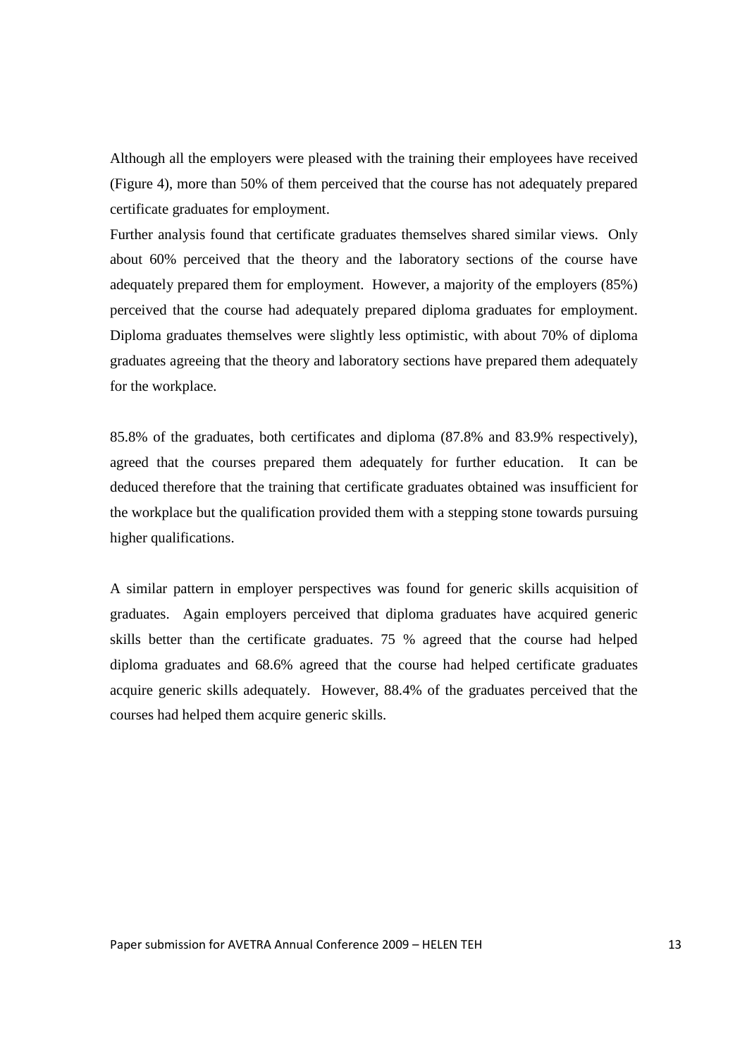Although all the employers were pleased with the training their employees have received (Figure 4), more than 50% of them perceived that the course has not adequately prepared certificate graduates for employment.

Further analysis found that certificate graduates themselves shared similar views. Only about 60% perceived that the theory and the laboratory sections of the course have adequately prepared them for employment. However, a majority of the employers (85%) perceived that the course had adequately prepared diploma graduates for employment. Diploma graduates themselves were slightly less optimistic, with about 70% of diploma graduates agreeing that the theory and laboratory sections have prepared them adequately for the workplace.

85.8% of the graduates, both certificates and diploma (87.8% and 83.9% respectively), agreed that the courses prepared them adequately for further education. It can be deduced therefore that the training that certificate graduates obtained was insufficient for the workplace but the qualification provided them with a stepping stone towards pursuing higher qualifications.

A similar pattern in employer perspectives was found for generic skills acquisition of graduates. Again employers perceived that diploma graduates have acquired generic skills better than the certificate graduates. 75 % agreed that the course had helped diploma graduates and 68.6% agreed that the course had helped certificate graduates acquire generic skills adequately. However, 88.4% of the graduates perceived that the courses had helped them acquire generic skills.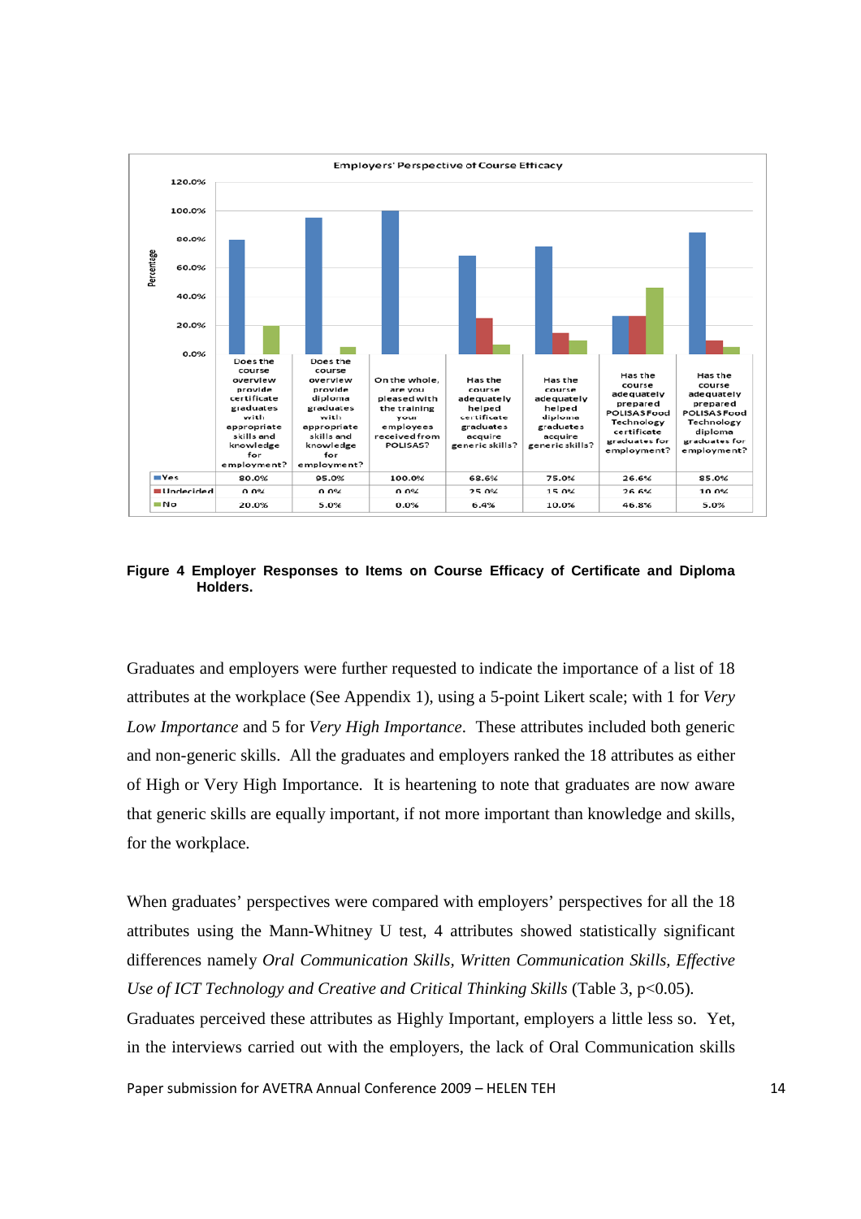**Employers' Perspective of Course Efficacy**

| | Does the course overview provide certificate graduates with appropriate skills and knowledge for employment? | Does the course overview provide diploma graduates with appropriate skills and knowledge for employment? | On the whole, are you pleased with the training your employees received from POLISAS? | Has the course adequately helped certificate graduates acquire generic skills? | Has the course adequately helped diploma graduates acquire generic skills? | Has the course adequately prepared POLISAS Food Technology certificate graduates for employment? | Has the course adequately prepared POLISAS Food Technology diploma graduates for employment? |
|---|---|---|---|---|---|---|---|
| Yes | 80.0% | 95.0% | 100.0% | 68.6% | 75.0% | 26.6% | 85.0% |
| Undecided | 0.0% | 0.0% | 0.0% | 25.0% | 15.0% | 26.6% | 10.0% |
| No | 20.0% | 5.0% | 0.0% | 6.4% | 10.0% | 46.8% | 5.0% |

**Figure 4 Employer Responses to Items on Course Efficacy of Certificate and Diploma Holders.**

Graduates and employers were further requested to indicate the importance of a list of 18 attributes at the workplace (See Appendix 1), using a 5-point Likert scale; with 1 for *Very Low Importance* and 5 for *Very High Importance*. These attributes included both generic and non-generic skills. All the graduates and employers ranked the 18 attributes as either of High or Very High Importance. It is heartening to note that graduates are now aware that generic skills are equally important, if not more important than knowledge and skills, for the workplace.

When graduates' perspectives were compared with employers' perspectives for all the 18 attributes using the Mann-Whitney U test, 4 attributes showed statistically significant differences namely *Oral Communication Skills, Written Communication Skills, Effective Use of ICT Technology and Creative and Critical Thinking Skills* (Table 3, $p<0.05$). Graduates perceived these attributes as Highly Important, employers a little less so. Yet, in the interviews carried out with the employers, the lack of Oral Communication skills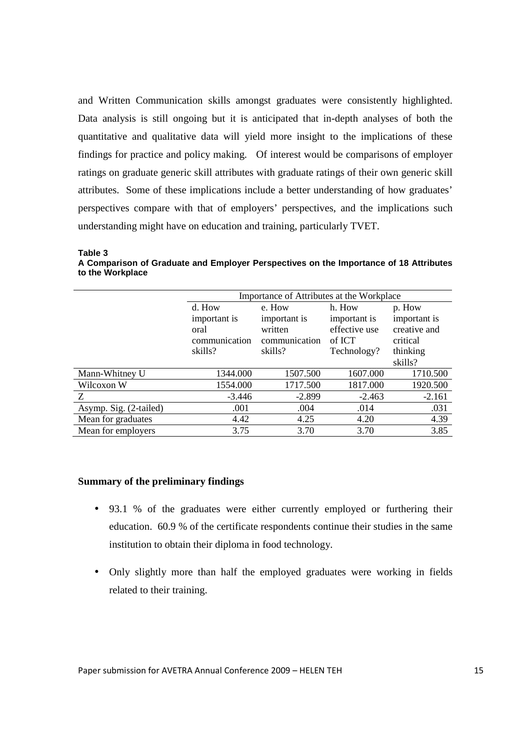and Written Communication skills amongst graduates were consistently highlighted. Data analysis is still ongoing but it is anticipated that in-depth analyses of both the quantitative and qualitative data will yield more insight to the implications of these findings for practice and policy making. Of interest would be comparisons of employer ratings on graduate generic skill attributes with graduate ratings of their own generic skill attributes. Some of these implications include a better understanding of how graduates' perspectives compare with that of employers' perspectives, and the implications such understanding might have on education and training, particularly TVET.

**Table 3**
**A Comparison of Graduate and Employer Perspectives on the Importance of 18 Attributes to the Workplace**

| | Importance of Attributes at the Workplace | | | |
|---|---|---|---|---|
| | d. How important is oral communication skills? | e. How important is written communication skills? | h. How important is effective use of ICT Technology? | p. How important is creative and critical thinking skills? |
| Mann-Whitney U | 1344.000 | 1507.500 | 1607.000 | 1710.500 |
| Wilcoxon W | 1554.000 | 1717.500 | 1817.000 | 1920.500 |
| Z | -3.446 | -2.899 | -2.463 | -2.161 |
| Asymp. Sig. (2-tailed) | .001 | .004 | .014 | .031 |
| Mean for graduates | 4.42 | 4.25 | 4.20 | 4.39 |
| Mean for employers | 3.75 | 3.70 | 3.70 | 3.85 |

**Summary of the preliminary findings**

- 93.1 % of the graduates were either currently employed or furthering their education. 60.9 % of the certificate respondents continue their studies in the same institution to obtain their diploma in food technology.
- Only slightly more than half the employed graduates were working in fields related to their training.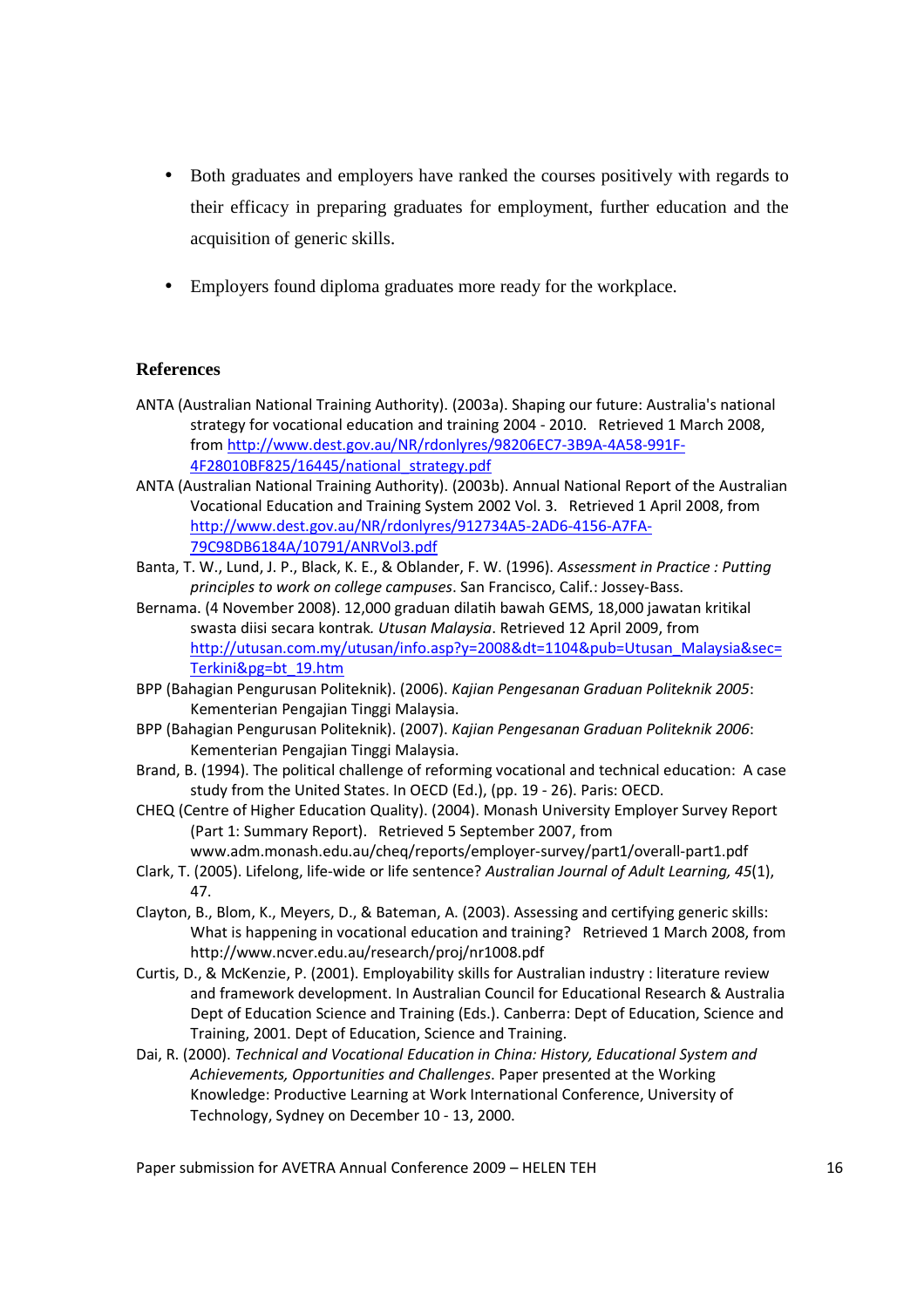- Both graduates and employers have ranked the courses positively with regards to their efficacy in preparing graduates for employment, further education and the acquisition of generic skills.

- Employers found diploma graduates more ready for the workplace.

## References

ANTA (Australian National Training Authority). (2003a). Shaping our future: Australia's national strategy for vocational education and training 2004 - 2010. Retrieved 1 March 2008, from http://www.dest.gov.au/NR/rdonlyres/98206EC7-3B9A-4A58-991F-4F28010BF825/16445/national_strategy.pdf

ANTA (Australian National Training Authority). (2003b). Annual National Report of the Australian Vocational Education and Training System 2002 Vol. 3. Retrieved 1 April 2008, from http://www.dest.gov.au/NR/rdonlyres/912734A5-2AD6-4156-A7FA-79C98DB6184A/10791/ANRVol3.pdf

Banta, T. W., Lund, J. P., Black, K. E., & Oblander, F. W. (1996). *Assessment in Practice : Putting principles to work on college campuses*. San Francisco, Calif.: Jossey-Bass.

Bernama. (4 November 2008). 12,000 graduan dilatih bawah GEMS, 18,000 jawatan kritikal swasta diisi secara kontrak*. Utusan Malaysia*. Retrieved 12 April 2009, from http://utusan.com.my/utusan/info.asp?y=2008&dt=1104&pub=Utusan_Malaysia&sec=Terkini&pg=bt_19.htm

BPP (Bahagian Pengurusan Politeknik). (2006). *Kajian Pengesanan Graduan Politeknik 2005*: Kementerian Pengajian Tinggi Malaysia.

BPP (Bahagian Pengurusan Politeknik). (2007). *Kajian Pengesanan Graduan Politeknik 2006*: Kementerian Pengajian Tinggi Malaysia.

Brand, B. (1994). The political challenge of reforming vocational and technical education: A case study from the United States. In OECD (Ed.), (pp. 19 - 26). Paris: OECD.

CHEQ (Centre of Higher Education Quality). (2004). Monash University Employer Survey Report (Part 1: Summary Report). Retrieved 5 September 2007, from www.adm.monash.edu.au/cheq/reports/employer-survey/part1/overall-part1.pdf

Clark, T. (2005). Lifelong, life-wide or life sentence? *Australian Journal of Adult Learning, 45*(1), 47.

Clayton, B., Blom, K., Meyers, D., & Bateman, A. (2003). Assessing and certifying generic skills: What is happening in vocational education and training? Retrieved 1 March 2008, from http://www.ncver.edu.au/research/proj/nr1008.pdf

Curtis, D., & McKenzie, P. (2001). Employability skills for Australian industry : literature review and framework development. In Australian Council for Educational Research & Australia Dept of Education Science and Training (Eds.). Canberra: Dept of Education, Science and Training, 2001. Dept of Education, Science and Training.

Dai, R. (2000). *Technical and Vocational Education in China: History, Educational System and Achievements, Opportunities and Challenges*. Paper presented at the Working Knowledge: Productive Learning at Work International Conference, University of Technology, Sydney on December 10 - 13, 2000.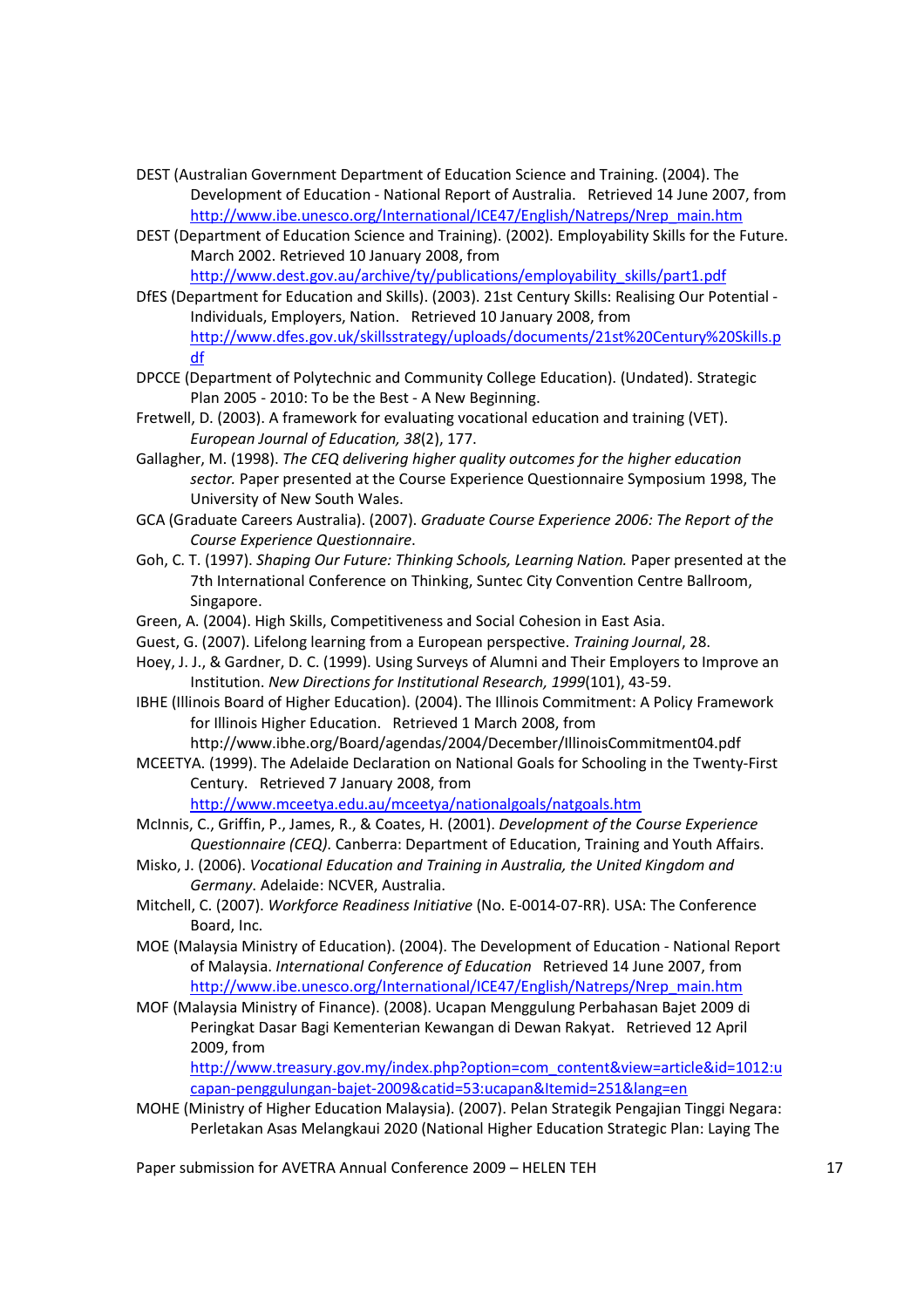DEST (Australian Government Department of Education Science and Training. (2004). The Development of Education - National Report of Australia. Retrieved 14 June 2007, from http://www.ibe.unesco.org/International/ICE47/English/Natreps/Nrep_main.htm

DEST (Department of Education Science and Training). (2002). Employability Skills for the Future. March 2002. Retrieved 10 January 2008, from http://www.dest.gov.au/archive/ty/publications/employability_skills/part1.pdf

DfES (Department for Education and Skills). (2003). 21st Century Skills: Realising Our Potential - Individuals, Employers, Nation. Retrieved 10 January 2008, from http://www.dfes.gov.uk/skillsstrategy/uploads/documents/21st%20Century%20Skills.pdf

DPCCE (Department of Polytechnic and Community College Education). (Undated). Strategic Plan 2005 - 2010: To be the Best - A New Beginning.

Fretwell, D. (2003). A framework for evaluating vocational education and training (VET). *European Journal of Education, 38*(2), 177.

Gallagher, M. (1998). *The CEQ delivering higher quality outcomes for the higher education sector.* Paper presented at the Course Experience Questionnaire Symposium 1998, The University of New South Wales.

GCA (Graduate Careers Australia). (2007). *Graduate Course Experience 2006: The Report of the Course Experience Questionnaire*.

Goh, C. T. (1997). *Shaping Our Future: Thinking Schools, Learning Nation.* Paper presented at the 7th International Conference on Thinking, Suntec City Convention Centre Ballroom, Singapore.

Green, A. (2004). High Skills, Competitiveness and Social Cohesion in East Asia.

Guest, G. (2007). Lifelong learning from a European perspective. *Training Journal*, 28.

Hoey, J. J., & Gardner, D. C. (1999). Using Surveys of Alumni and Their Employers to Improve an Institution. *New Directions for Institutional Research, 1999*(101), 43-59.

IBHE (Illinois Board of Higher Education). (2004). The Illinois Commitment: A Policy Framework for Illinois Higher Education. Retrieved 1 March 2008, from http://www.ibhe.org/Board/agendas/2004/December/IllinoisCommitment04.pdf

MCEETYA. (1999). The Adelaide Declaration on National Goals for Schooling in the Twenty-First Century. Retrieved 7 January 2008, from http://www.mceetya.edu.au/mceetya/nationalgoals/natgoals.htm

McInnis, C., Griffin, P., James, R., & Coates, H. (2001). *Development of the Course Experience Questionnaire (CEQ)*. Canberra: Department of Education, Training and Youth Affairs.

Misko, J. (2006). *Vocational Education and Training in Australia, the United Kingdom and Germany*. Adelaide: NCVER, Australia.

Mitchell, C. (2007). *Workforce Readiness Initiative* (No. E-0014-07-RR). USA: The Conference Board, Inc.

MOE (Malaysia Ministry of Education). (2004). The Development of Education - National Report of Malaysia. *International Conference of Education* Retrieved 14 June 2007, from http://www.ibe.unesco.org/International/ICE47/English/Natreps/Nrep_main.htm

MOF (Malaysia Ministry of Finance). (2008). Ucapan Menggulung Perbahasan Bajet 2009 di Peringkat Dasar Bagi Kementerian Kewangan di Dewan Rakyat. Retrieved 12 April 2009, from http://www.treasury.gov.my/index.php?option=com_content&view=article&id=1012:ucapan-penggulungan-bajet-2009&catid=53:ucapan&Itemid=251&lang=en

MOHE (Ministry of Higher Education Malaysia). (2007). Pelan Strategik Pengajian Tinggi Negara: Perletakan Asas Melangkaui 2020 (National Higher Education Strategic Plan: Laying The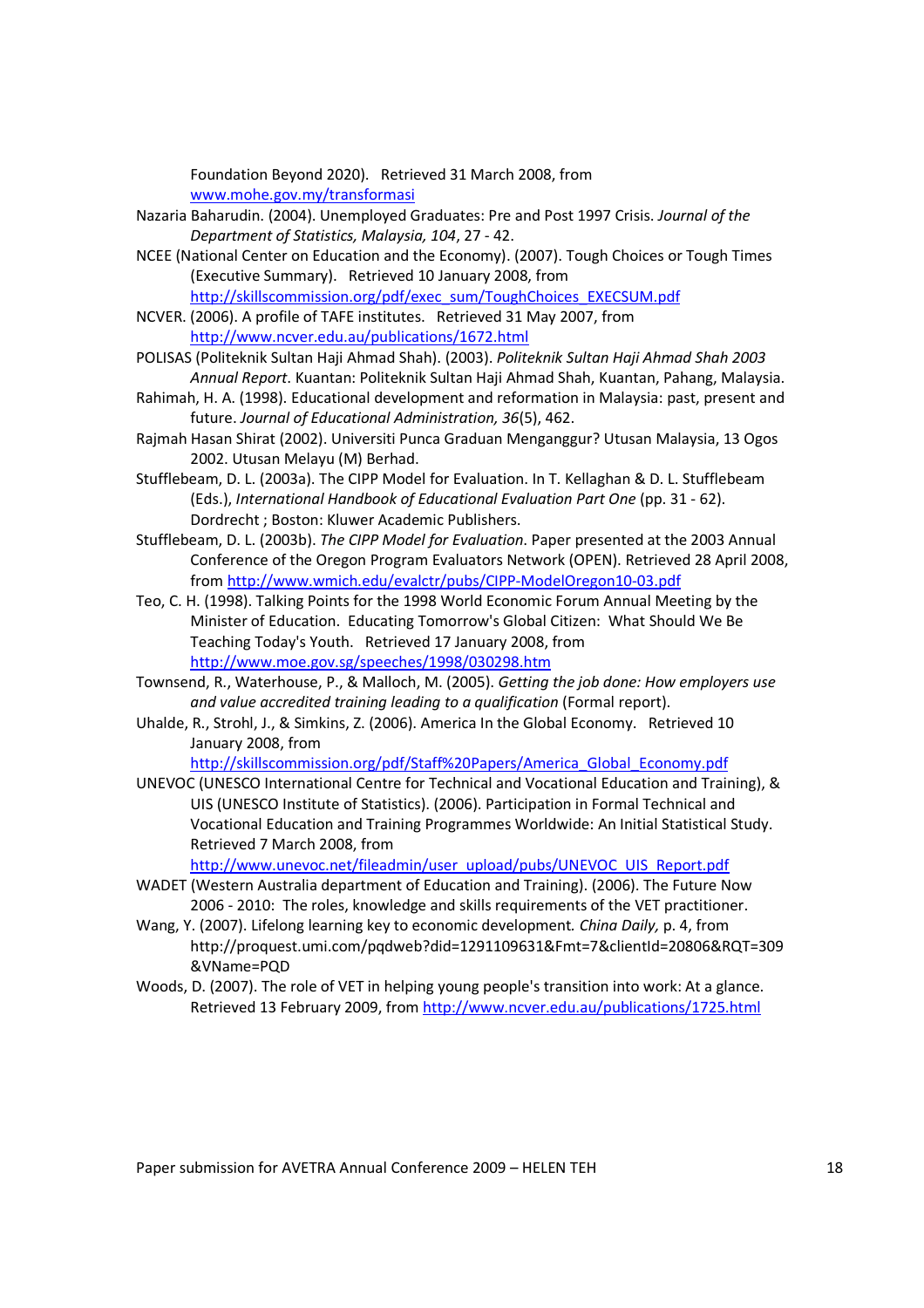Foundation Beyond 2020). Retrieved 31 March 2008, from www.mohe.gov.my/transformasi

Nazaria Baharudin. (2004). Unemployed Graduates: Pre and Post 1997 Crisis. *Journal of the Department of Statistics, Malaysia, 104*, 27 - 42.

NCEE (National Center on Education and the Economy). (2007). Tough Choices or Tough Times (Executive Summary). Retrieved 10 January 2008, from http://skillscommission.org/pdf/exec_sum/ToughChoices_EXECSUM.pdf

NCVER. (2006). A profile of TAFE institutes. Retrieved 31 May 2007, from http://www.ncver.edu.au/publications/1672.html

POLISAS (Politeknik Sultan Haji Ahmad Shah). (2003). *Politeknik Sultan Haji Ahmad Shah 2003 Annual Report*. Kuantan: Politeknik Sultan Haji Ahmad Shah, Kuantan, Pahang, Malaysia.

Rahimah, H. A. (1998). Educational development and reformation in Malaysia: past, present and future. *Journal of Educational Administration, 36*(5), 462.

Rajmah Hasan Shirat (2002). Universiti Punca Graduan Menganggur? Utusan Malaysia, 13 Ogos 2002. Utusan Melayu (M) Berhad.

Stufflebeam, D. L. (2003a). The CIPP Model for Evaluation. In T. Kellaghan & D. L. Stufflebeam (Eds.), *International Handbook of Educational Evaluation Part One* (pp. 31 - 62). Dordrecht ; Boston: Kluwer Academic Publishers.

Stufflebeam, D. L. (2003b). *The CIPP Model for Evaluation*. Paper presented at the 2003 Annual Conference of the Oregon Program Evaluators Network (OPEN). Retrieved 28 April 2008, from http://www.wmich.edu/evalctr/pubs/CIPP-ModelOregon10-03.pdf

Teo, C. H. (1998). Talking Points for the 1998 World Economic Forum Annual Meeting by the Minister of Education. Educating Tomorrow's Global Citizen: What Should We Be Teaching Today's Youth. Retrieved 17 January 2008, from http://www.moe.gov.sg/speeches/1998/030298.htm

Townsend, R., Waterhouse, P., & Malloch, M. (2005). *Getting the job done: How employers use and value accredited training leading to a qualification* (Formal report).

Uhalde, R., Strohl, J., & Simkins, Z. (2006). America In the Global Economy. Retrieved 10 January 2008, from http://skillscommission.org/pdf/Staff%20Papers/America_Global_Economy.pdf

UNEVOC (UNESCO International Centre for Technical and Vocational Education and Training), & UIS (UNESCO Institute of Statistics). (2006). Participation in Formal Technical and Vocational Education and Training Programmes Worldwide: An Initial Statistical Study. Retrieved 7 March 2008, from http://www.unevoc.net/fileadmin/user_upload/pubs/UNEVOC_UIS_Report.pdf

WADET (Western Australia department of Education and Training). (2006). The Future Now 2006 - 2010: The roles, knowledge and skills requirements of the VET practitioner.

Wang, Y. (2007). Lifelong learning key to economic development*. China Daily,* p. 4, from http://proquest.umi.com/pqdweb?did=1291109631&Fmt=7&clientId=20806&RQT=309&VName=PQD

Woods, D. (2007). The role of VET in helping young people's transition into work: At a glance. Retrieved 13 February 2009, from http://www.ncver.edu.au/publications/1725.html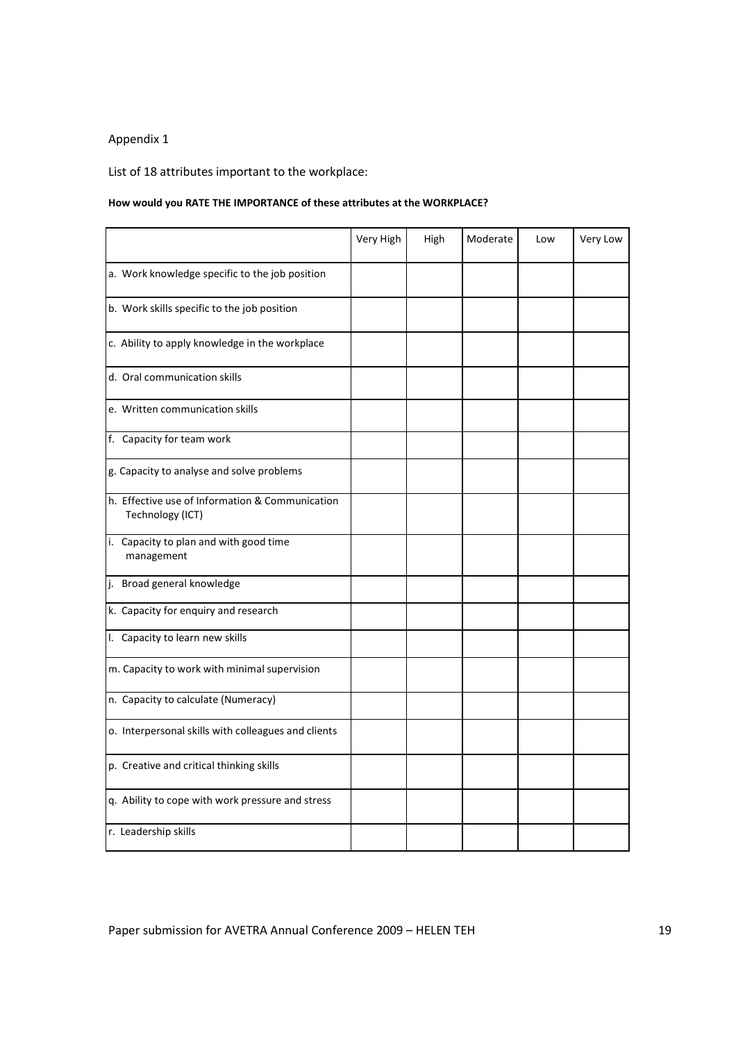Appendix 1

List of 18 attributes important to the workplace:

**How would you RATE THE IMPORTANCE of these attributes at the WORKPLACE?**

| | Very High | High | Moderate | Low | Very Low |
|---|---|---|---|---|---|
| a. Work knowledge specific to the job position | | | | | |
| b. Work skills specific to the job position | | | | | |
| c. Ability to apply knowledge in the workplace | | | | | |
| d. Oral communication skills | | | | | |
| e. Written communication skills | | | | | |
| f. Capacity for team work | | | | | |
| g. Capacity to analyse and solve problems | | | | | |
| h. Effective use of Information & Communication Technology (ICT) | | | | | |
| i. Capacity to plan and with good time management | | | | | |
| j. Broad general knowledge | | | | | |
| k. Capacity for enquiry and research | | | | | |
| l. Capacity to learn new skills | | | | | |
| m. Capacity to work with minimal supervision | | | | | |
| n. Capacity to calculate (Numeracy) | | | | | |
| o. Interpersonal skills with colleagues and clients | | | | | |
| p. Creative and critical thinking skills | | | | | |
| q. Ability to cope with work pressure and stress | | | | | |
| r. Leadership skills | | | | | |